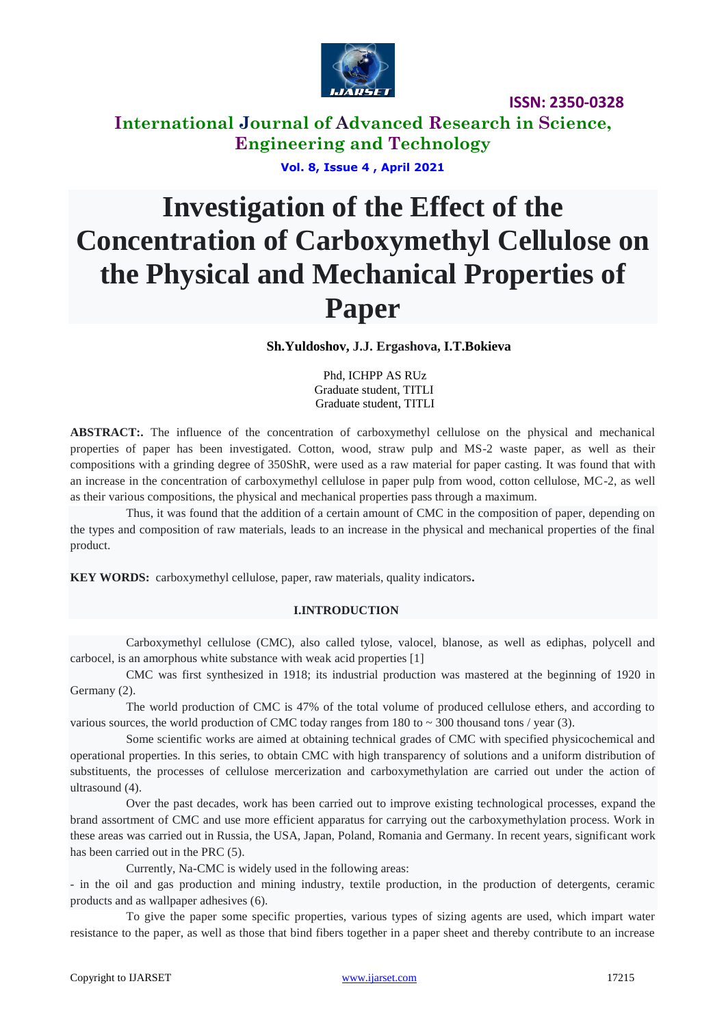# Investigation of the Effect of the Concentration of Carboxymethyl Cellulose on the Physical and Mechanical Properties of Paper

**Sh.Yuldoshov, J.J. Ergashova, I.T.Bokieva**

Phd, ICHPP AS RUz
Graduate student, TITLI
Graduate student, TITLI

**ABSTRACT:.** The influence of the concentration of carboxymethyl cellulose on the physical and mechanical properties of paper has been investigated. Cotton, wood, straw pulp and MS-2 waste paper, as well as their compositions with a grinding degree of 350ShR, were used as a raw material for paper casting. It was found that with an increase in the concentration of carboxymethyl cellulose in paper pulp from wood, cotton cellulose, MC-2, as well as their various compositions, the physical and mechanical properties pass through a maximum.

Thus, it was found that the addition of a certain amount of CMC in the composition of paper, depending on the types and composition of raw materials, leads to an increase in the physical and mechanical properties of the final product.

**KEY WORDS:** carboxymethyl cellulose, paper, raw materials, quality indicators.

## I.INTRODUCTION

Carboxymethyl cellulose (CMC), also called tylose, valocel, blanose, as well as ediphas, polycell and carbocel, is an amorphous white substance with weak acid properties [1]

CMC was first synthesized in 1918; its industrial production was mastered at the beginning of 1920 in Germany (2).

The world production of CMC is 47% of the total volume of produced cellulose ethers, and according to various sources, the world production of CMC today ranges from 180 to ~ 300 thousand tons / year (3).

Some scientific works are aimed at obtaining technical grades of CMC with specified physicochemical and operational properties. In this series, to obtain CMC with high transparency of solutions and a uniform distribution of substituents, the processes of cellulose mercerization and carboxymethylation are carried out under the action of ultrasound (4).

Over the past decades, work has been carried out to improve existing technological processes, expand the brand assortment of CMC and use more efficient apparatus for carrying out the carboxymethylation process. Work in these areas was carried out in Russia, the USA, Japan, Poland, Romania and Germany. In recent years, significant work has been carried out in the PRC (5).

Currently, Na-CMC is widely used in the following areas:

- in the oil and gas production and mining industry, textile production, in the production of detergents, ceramic products and as wallpaper adhesives (6).

To give the paper some specific properties, various types of sizing agents are used, which impart water resistance to the paper, as well as those that bind fibers together in a paper sheet and thereby contribute to an increase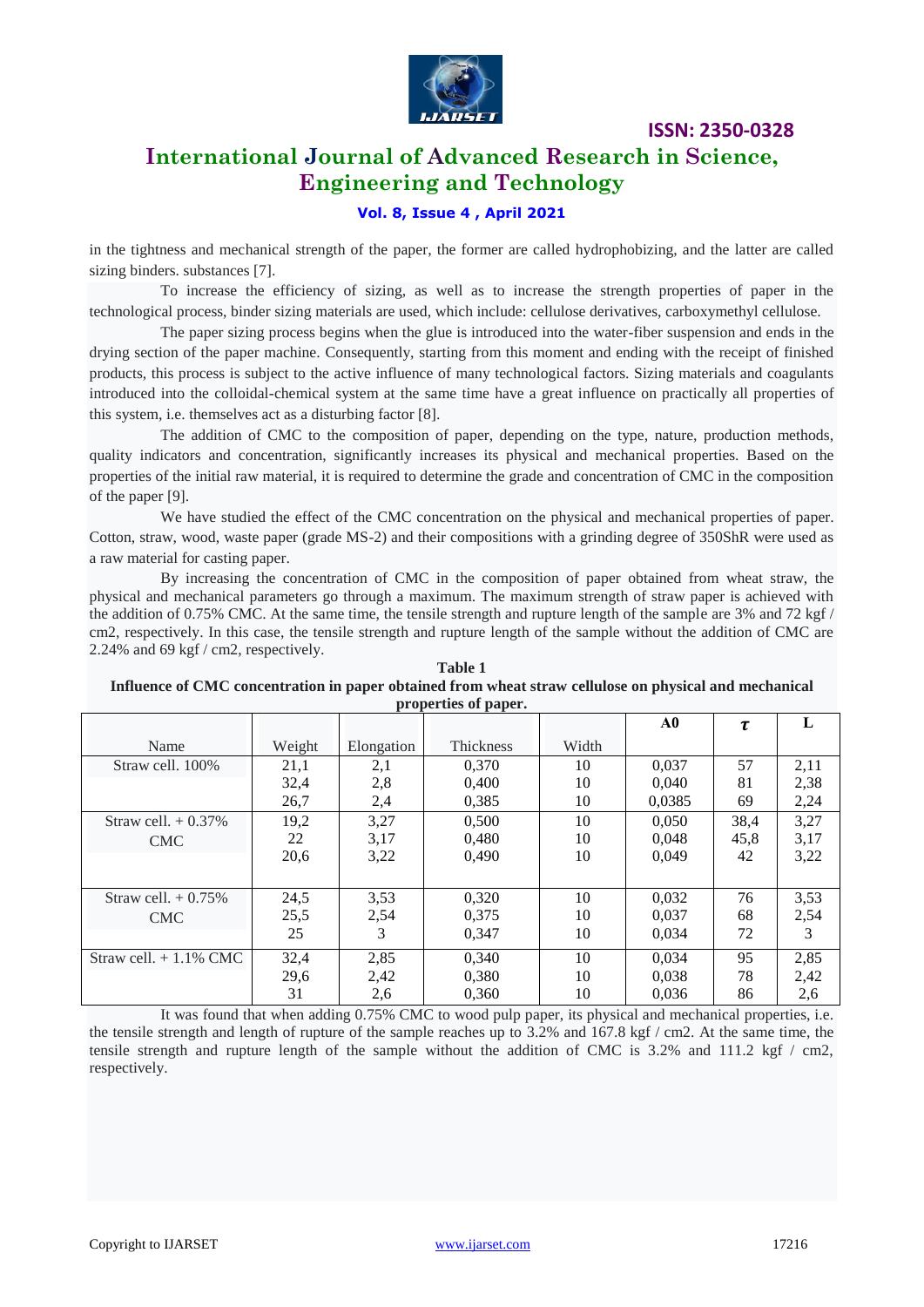in the tightness and mechanical strength of the paper, the former are called hydrophobizing, and the latter are called sizing binders. substances [7].

To increase the efficiency of sizing, as well as to increase the strength properties of paper in the technological process, binder sizing materials are used, which include: cellulose derivatives, carboxymethyl cellulose.

The paper sizing process begins when the glue is introduced into the water-fiber suspension and ends in the drying section of the paper machine. Consequently, starting from this moment and ending with the receipt of finished products, this process is subject to the active influence of many technological factors. Sizing materials and coagulants introduced into the colloidal-chemical system at the same time have a great influence on practically all properties of this system, i.e. themselves act as a disturbing factor [8].

The addition of CMC to the composition of paper, depending on the type, nature, production methods, quality indicators and concentration, significantly increases its physical and mechanical properties. Based on the properties of the initial raw material, it is required to determine the grade and concentration of CMC in the composition of the paper [9].

We have studied the effect of the CMC concentration on the physical and mechanical properties of paper. Cotton, straw, wood, waste paper (grade MS-2) and their compositions with a grinding degree of 350ShR were used as a raw material for casting paper.

By increasing the concentration of CMC in the composition of paper obtained from wheat straw, the physical and mechanical parameters go through a maximum. The maximum strength of straw paper is achieved with the addition of 0.75% CMC. At the same time, the tensile strength and rupture length of the sample are 3% and 72 kgf / cm2, respectively. In this case, the tensile strength and rupture length of the sample without the addition of CMC are 2.24% and 69 kgf / cm2, respectively.

**Table 1**
**Influence of CMC concentration in paper obtained from wheat straw cellulose on physical and mechanical properties of paper.**

| Name | Weight | Elongation | Thickness | Width | A0 | $\tau$ | L |
|---|---|---|---|---|---|---|---|
| Straw cell. 100% | 21,1 | 2,1 | 0,370 | 10 | 0,037 | 57 | 2,11 |
| | 32,4 | 2,8 | 0,400 | 10 | 0,040 | 81 | 2,38 |
| | 26,7 | 2,4 | 0,385 | 10 | 0,0385 | 69 | 2,24 |
| Straw cell. + 0.37% CMC | 19,2 | 3,27 | 0,500 | 10 | 0,050 | 38,4 | 3,27 |
| | 22 | 3,17 | 0,480 | 10 | 0,048 | 45,8 | 3,17 |
| | 20,6 | 3,22 | 0,490 | 10 | 0,049 | 42 | 3,22 |
| Straw cell. + 0.75% CMC | 24,5 | 3,53 | 0,320 | 10 | 0,032 | 76 | 3,53 |
| | 25,5 | 2,54 | 0,375 | 10 | 0,037 | 68 | 2,54 |
| | 25 | 3 | 0,347 | 10 | 0,034 | 72 | 3 |
| Straw cell. + 1.1% CMC | 32,4 | 2,85 | 0,340 | 10 | 0,034 | 95 | 2,85 |
| | 29,6 | 2,42 | 0,380 | 10 | 0,038 | 78 | 2,42 |
| | 31 | 2,6 | 0,360 | 10 | 0,036 | 86 | 2,6 |

It was found that when adding 0.75% CMC to wood pulp paper, its physical and mechanical properties, i.e. the tensile strength and length of rupture of the sample reaches up to 3.2% and 167.8 kgf / cm2. At the same time, the tensile strength and rupture length of the sample without the addition of CMC is 3.2% and 111.2 kgf / cm2, respectively.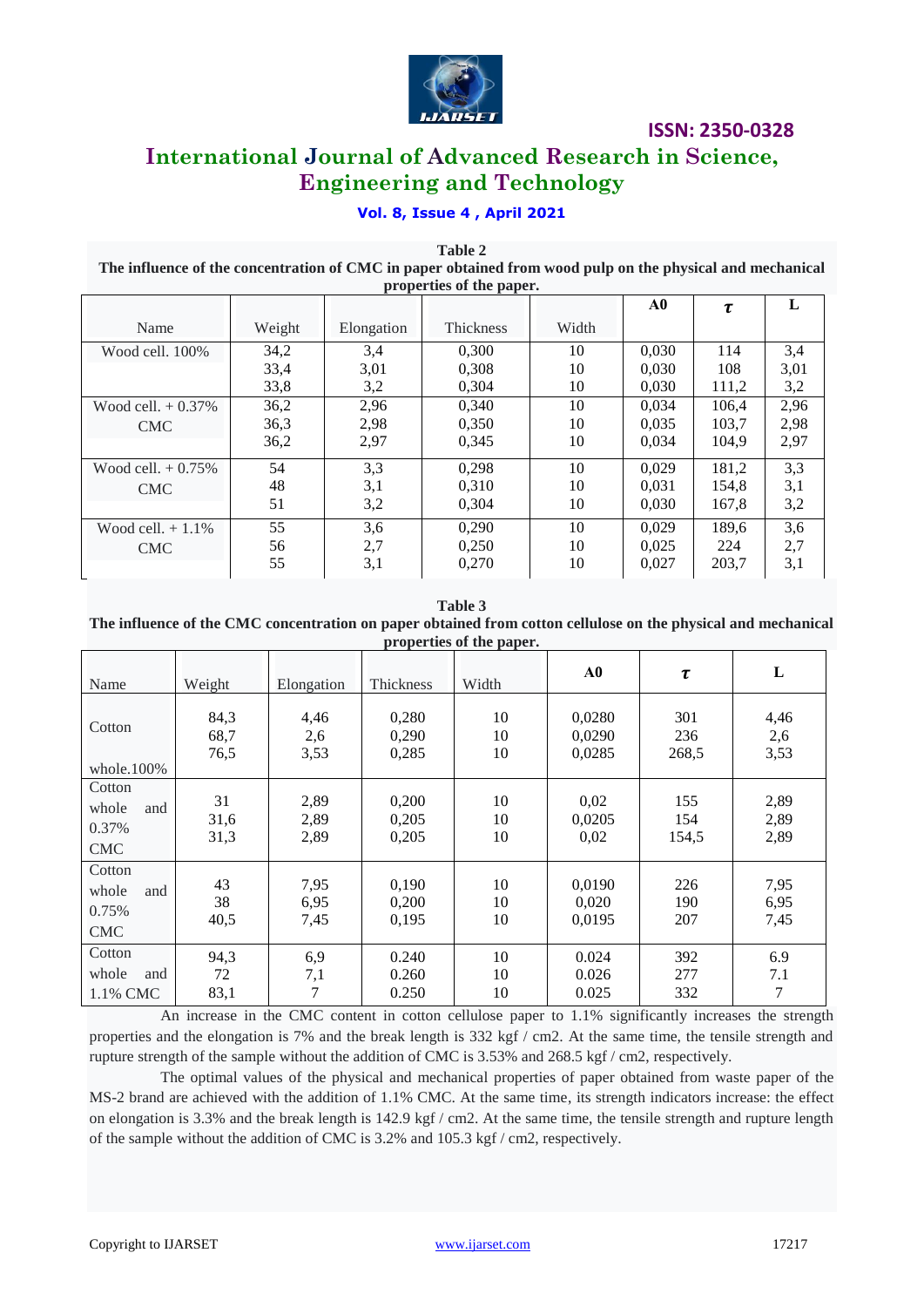**Table 2**

**The influence of the concentration of CMC in paper obtained from wood pulp on the physical and mechanical properties of the paper.**

| Name | Weight | Elongation | Thickness | Width | A0 | $\tau$ | L |
|---|---|---|---|---|---|---|---|
| Wood cell. 100% | 34,2<br>33,4<br>33,8 | 3,4<br>3,01<br>3,2 | 0,300<br>0,308<br>0,304 | 10<br>10<br>10 | 0,030<br>0,030<br>0,030 | 114<br>108<br>111,2 | 3,4<br>3,01<br>3,2 |
| Wood cell. + 0.37% CMC | 36,2<br>36,3<br>36,2 | 2,96<br>2,98<br>2,97 | 0,340<br>0,350<br>0,345 | 10<br>10<br>10 | 0,034<br>0,035<br>0,034 | 106,4<br>103,7<br>104,9 | 2,96<br>2,98<br>2,97 |
| Wood cell. + 0.75% CMC | 54<br>48<br>51 | 3,3<br>3,1<br>3,2 | 0,298<br>0,310<br>0,304 | 10<br>10<br>10 | 0,029<br>0,031<br>0,030 | 181,2<br>154,8<br>167,8 | 3,3<br>3,1<br>3,2 |
| Wood cell. + 1.1% CMC | 55<br>56<br>55 | 3,6<br>2,7<br>3,1 | 0,290<br>0,250<br>0,270 | 10<br>10<br>10 | 0,029<br>0,025<br>0,027 | 189,6<br>224<br>203,7 | 3,6<br>2,7<br>3,1 |

**Table 3**

**The influence of the CMC concentration on paper obtained from cotton cellulose on the physical and mechanical properties of the paper.**

| Name | Weight | Elongation | Thickness | Width | A0 | $\tau$ | L |
|---|---|---|---|---|---|---|---|
| Cotton whole.100% | 84,3<br>68,7<br>76,5 | 4,46<br>2,6<br>3,53 | 0,280<br>0,290<br>0,285 | 10<br>10<br>10 | 0,0280<br>0,0290<br>0,0285 | 301<br>236<br>268,5 | 4,46<br>2,6<br>3,53 |
| Cotton whole and 0.37% CMC | 31<br>31,6<br>31,3 | 2,89<br>2,89<br>2,89 | 0,200<br>0,205<br>0,205 | 10<br>10<br>10 | 0,02<br>0,0205<br>0,02 | 155<br>154<br>154,5 | 2,89<br>2,89<br>2,89 |
| Cotton whole and 0.75% CMC | 43<br>38<br>40,5 | 7,95<br>6,95<br>7,45 | 0,190<br>0,200<br>0,195 | 10<br>10<br>10 | 0,0190<br>0,020<br>0,0195 | 226<br>190<br>207 | 7,95<br>6,95<br>7,45 |
| Cotton whole and 1.1% CMC | 94,3<br>72<br>83,1 | 6,9<br>7,1<br>7 | 0.240<br>0.260<br>0.250 | 10<br>10<br>10 | 0.024<br>0.026<br>0.025 | 392<br>277<br>332 | 6.9<br>7.1<br>7 |

An increase in the CMC content in cotton cellulose paper to 1.1% significantly increases the strength properties and the elongation is 7% and the break length is 332 kgf / cm2. At the same time, the tensile strength and rupture strength of the sample without the addition of CMC is 3.53% and 268.5 kgf / cm2, respectively.

The optimal values of the physical and mechanical properties of paper obtained from waste paper of the MS-2 brand are achieved with the addition of 1.1% CMC. At the same time, its strength indicators increase: the effect on elongation is 3.3% and the break length is 142.9 kgf / cm2. At the same time, the tensile strength and rupture length of the sample without the addition of CMC is 3.2% and 105.3 kgf / cm2, respectively.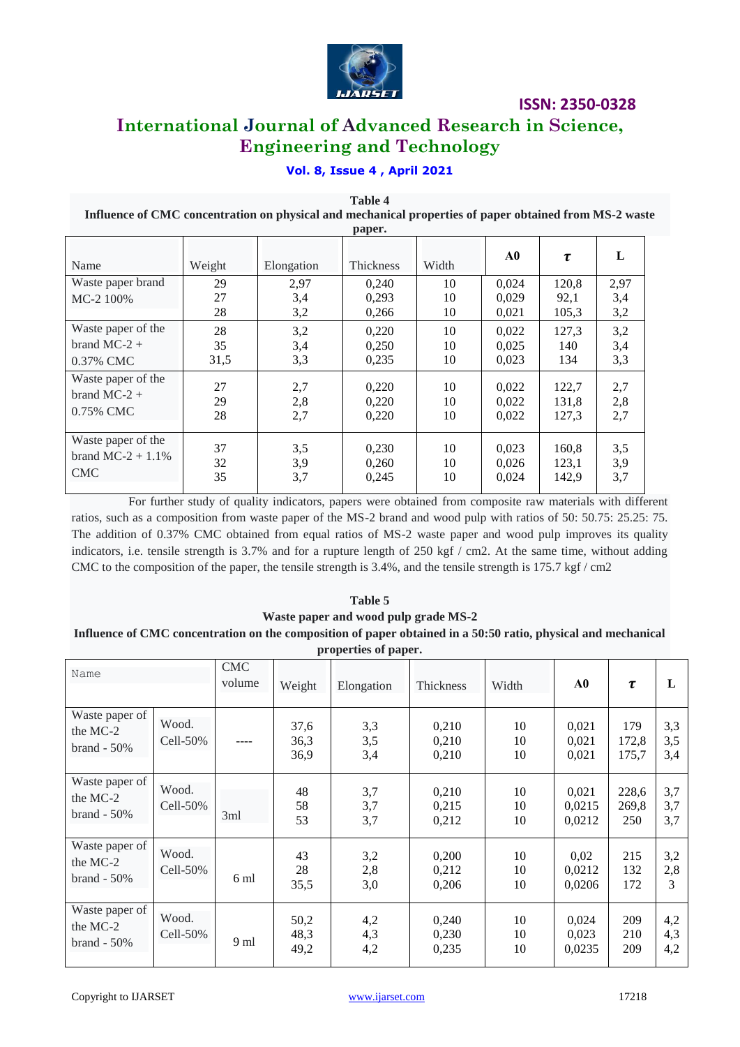**Table 4**

**Influence of CMC concentration on physical and mechanical properties of paper obtained from MS-2 waste paper.**

| Name | Weight | Elongation | Thickness | Width | **A0** | ***τ*** | **L** |
|---|---|---|---|---|---|---|---|
| Waste paper brand MC-2 100% | 29<br>27<br>28 | 2,97<br>3,4<br>3,2 | 0,240<br>0,293<br>0,266 | 10<br>10<br>10 | 0,024<br>0,029<br>0,021 | 120,8<br>92,1<br>105,3 | 2,97<br>3,4<br>3,2 |
| Waste paper of the brand MC-2 + 0.37% CMC | 28<br>35<br>31,5 | 3,2<br>3,4<br>3,3 | 0,220<br>0,250<br>0,235 | 10<br>10<br>10 | 0,022<br>0,025<br>0,023 | 127,3<br>140<br>134 | 3,2<br>3,4<br>3,3 |
| Waste paper of the brand MC-2 + 0.75% CMC | 27<br>29<br>28 | 2,7<br>2,8<br>2,7 | 0,220<br>0,220<br>0,220 | 10<br>10<br>10 | 0,022<br>0,022<br>0,022 | 122,7<br>131,8<br>127,3 | 2,7<br>2,8<br>2,7 |
| Waste paper of the brand MC-2 + 1.1% CMC | 37<br>32<br>35 | 3,5<br>3,9<br>3,7 | 0,230<br>0,260<br>0,245 | 10<br>10<br>10 | 0,023<br>0,026<br>0,024 | 160,8<br>123,1<br>142,9 | 3,5<br>3,9<br>3,7 |

For further study of quality indicators, papers were obtained from composite raw materials with different ratios, such as a composition from waste paper of the MS-2 brand and wood pulp with ratios of 50: 50.75: 25.25: 75. The addition of 0.37% CMC obtained from equal ratios of MS-2 waste paper and wood pulp improves its quality indicators, i.e. tensile strength is 3.7% and for a rupture length of 250 kgf / cm2. At the same time, without adding CMC to the composition of the paper, the tensile strength is 3.4%, and the tensile strength is 175.7 kgf / cm2

**Table 5**

**Waste paper and wood pulp grade MS-2**

**Influence of CMC concentration on the composition of paper obtained in a 50:50 ratio, physical and mechanical properties of paper.**

| Name | | CMC volume | Weight | Elongation | Thickness | Width | **A0** | ***τ*** | **L** |
|---|---|---|---|---|---|---|---|---|---|
| Waste paper of the MC-2 brand - 50% | Wood. Cell-50% | ---- | 37,6<br>36,3<br>36,9 | 3,3<br>3,5<br>3,4 | 0,210<br>0,210<br>0,210 | 10<br>10<br>10 | 0,021<br>0,021<br>0,021 | 179<br>172,8<br>175,7 | 3,3<br>3,5<br>3,4 |
| Waste paper of the MC-2 brand - 50% | Wood. Cell-50% | 3ml | 48<br>58<br>53 | 3,7<br>3,7<br>3,7 | 0,210<br>0,215<br>0,212 | 10<br>10<br>10 | 0,021<br>0,0215<br>0,0212 | 228,6<br>269,8<br>250 | 3,7<br>3,7<br>3,7 |
| Waste paper of the MC-2 brand - 50% | Wood. Cell-50% | 6 ml | 43<br>28<br>35,5 | 3,2<br>2,8<br>3,0 | 0,200<br>0,212<br>0,206 | 10<br>10<br>10 | 0,02<br>0,0212<br>0,0206 | 215<br>132<br>172 | 3,2<br>2,8<br>3 |
| Waste paper of the MC-2 brand - 50% | Wood. Cell-50% | 9 ml | 50,2<br>48,3<br>49,2 | 4,2<br>4,3<br>4,2 | 0,240<br>0,230<br>0,235 | 10<br>10<br>10 | 0,024<br>0,023<br>0,0235 | 209<br>210<br>209 | 4,2<br>4,3<br>4,2 |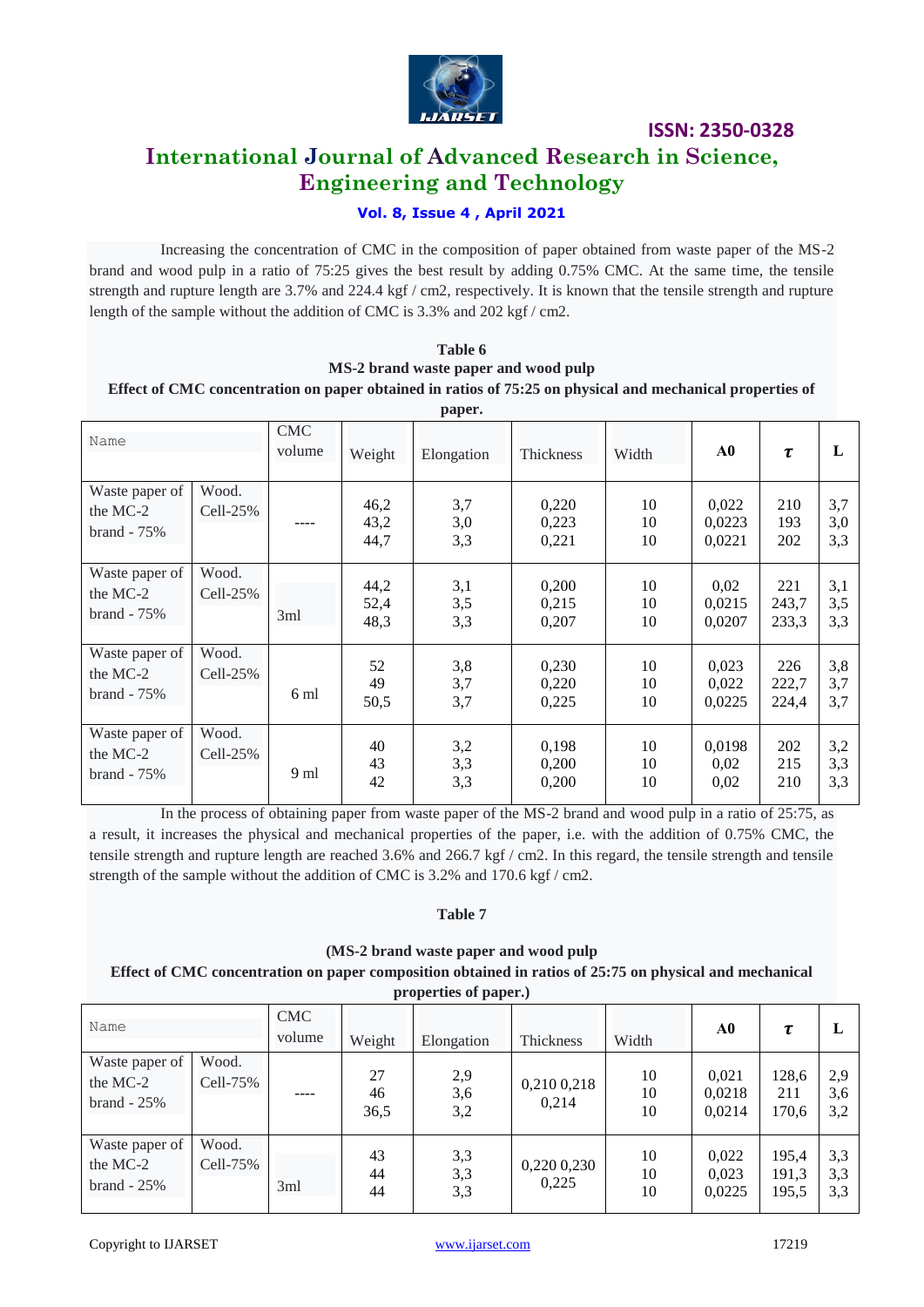Increasing the concentration of CMC in the composition of paper obtained from waste paper of the MS-2 brand and wood pulp in a ratio of 75:25 gives the best result by adding 0.75% CMC. At the same time, the tensile strength and rupture length are 3.7% and 224.4 kgf / cm2, respectively. It is known that the tensile strength and rupture length of the sample without the addition of CMC is 3.3% and 202 kgf / cm2.

**Table 6**
**MS-2 brand waste paper and wood pulp**
**Effect of CMC concentration on paper obtained in ratios of 75:25 on physical and mechanical properties of paper.**

| Name | | CMC volume | Weight | Elongation | Thickness | Width | **A0** | **τ** | **L** |
|---|---|---|---|---|---|---|---|---|---|
| Waste paper of the MC-2 brand - 75% | Wood. Cell-25% | ---- | 46,2<br>43,2<br>44,7 | 3,7<br>3,0<br>3,3 | 0,220<br>0,223<br>0,221 | 10<br>10<br>10 | 0,022<br>0,0223<br>0,0221 | 210<br>193<br>202 | 3,7<br>3,0<br>3,3 |
| Waste paper of the MC-2 brand - 75% | Wood. Cell-25% | 3ml | 44,2<br>52,4<br>48,3 | 3,1<br>3,5<br>3,3 | 0,200<br>0,215<br>0,207 | 10<br>10<br>10 | 0,02<br>0,0215<br>0,0207 | 221<br>243,7<br>233,3 | 3,1<br>3,5<br>3,3 |
| Waste paper of the MC-2 brand - 75% | Wood. Cell-25% | 6 ml | 52<br>49<br>50,5 | 3,8<br>3,7<br>3,7 | 0,230<br>0,220<br>0,225 | 10<br>10<br>10 | 0,023<br>0,022<br>0,0225 | 226<br>222,7<br>224,4 | 3,8<br>3,7<br>3,7 |
| Waste paper of the MC-2 brand - 75% | Wood. Cell-25% | 9 ml | 40<br>43<br>42 | 3,2<br>3,3<br>3,3 | 0,198<br>0,200<br>0,200 | 10<br>10<br>10 | 0,0198<br>0,02<br>0,02 | 202<br>215<br>210 | 3,2<br>3,3<br>3,3 |

In the process of obtaining paper from waste paper of the MS-2 brand and wood pulp in a ratio of 25:75, as a result, it increases the physical and mechanical properties of the paper, i.e. with the addition of 0.75% CMC, the tensile strength and rupture length are reached 3.6% and 266.7 kgf / cm2. In this regard, the tensile strength and tensile strength of the sample without the addition of CMC is 3.2% and 170.6 kgf / cm2.

**Table 7**

**(MS-2 brand waste paper and wood pulp**
**Effect of CMC concentration on paper composition obtained in ratios of 25:75 on physical and mechanical properties of paper.)**

| Name | | CMC volume | Weight | Elongation | Thickness | Width | **A0** | **τ** | **L** |
|---|---|---|---|---|---|---|---|---|---|
| Waste paper of the MC-2 brand - 25% | Wood. Cell-75% | ---- | 27<br>46<br>36,5 | 2,9<br>3,6<br>3,2 | 0,210 0,218<br>0,214 | 10<br>10<br>10 | 0,021<br>0,0218<br>0,0214 | 128,6<br>211<br>170,6 | 2,9<br>3,6<br>3,2 |
| Waste paper of the MC-2 brand - 25% | Wood. Cell-75% | 3ml | 43<br>44<br>44 | 3,3<br>3,3<br>3,3 | 0,220 0,230<br>0,225 | 10<br>10<br>10 | 0,022<br>0,023<br>0,0225 | 195,4<br>191,3<br>195,5 | 3,3<br>3,3<br>3,3 |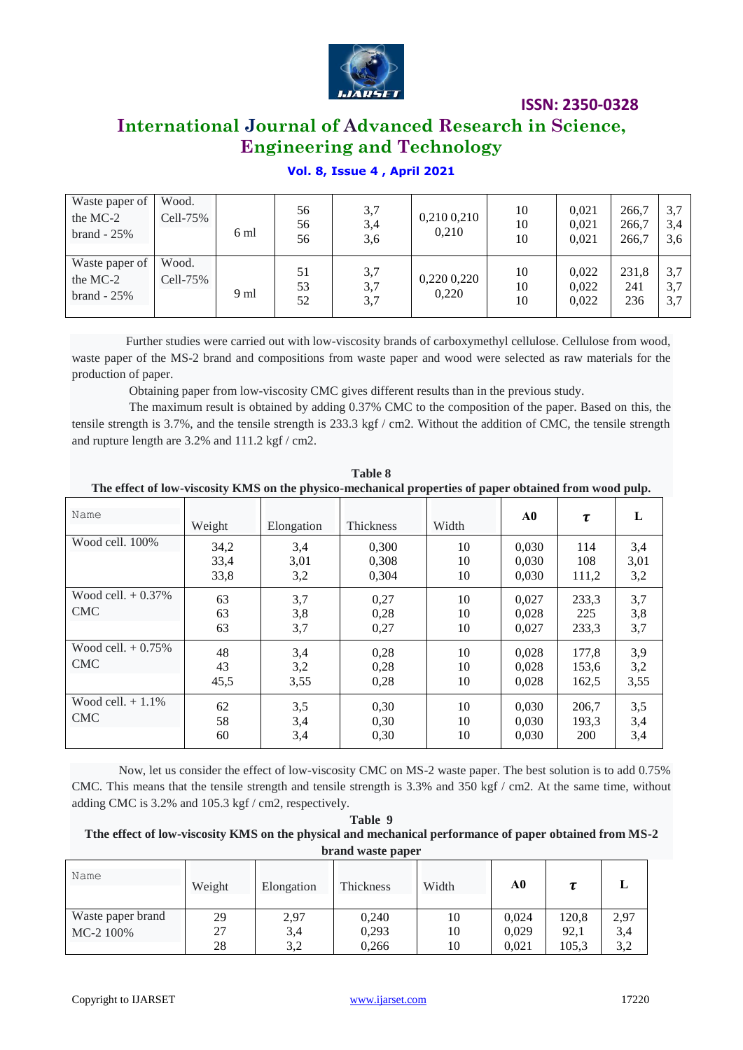| Waste paper of the MC-2 brand - 25% | Wood. Cell-75% | 6 ml | 56<br>56<br>56 | 3,7<br>3,4<br>3,6 | 0,210 0,210<br>0,210 | 10<br>10<br>10 | 0,021<br>0,021<br>0,021 | 266,7<br>266,7<br>266,7 | 3,7<br>3,4<br>3,6 |
|---|---|---|---|---|---|---|---|---|---|
| Waste paper of the MC-2 brand - 25% | Wood. Cell-75% | 9 ml | 51<br>53<br>52 | 3,7<br>3,7<br>3,7 | 0,220 0,220<br>0,220 | 10<br>10<br>10 | 0,022<br>0,022<br>0,022 | 231,8<br>241<br>236 | 3,7<br>3,7<br>3,7 |

Further studies were carried out with low-viscosity brands of carboxymethyl cellulose. Cellulose from wood, waste paper of the MS-2 brand and compositions from waste paper and wood were selected as raw materials for the production of paper.

Obtaining paper from low-viscosity CMC gives different results than in the previous study.

The maximum result is obtained by adding 0.37% CMC to the composition of the paper. Based on this, the tensile strength is 3.7%, and the tensile strength is 233.3 kgf / cm2. Without the addition of CMC, the tensile strength and rupture length are 3.2% and 111.2 kgf / cm2.

**Table 8**
**The effect of low-viscosity KMS on the physico-mechanical properties of paper obtained from wood pulp.**

| Name | Weight | Elongation | Thickness | Width | A0 | $\tau$ | L |
|---|---|---|---|---|---|---|---|
| Wood cell. 100% | 34,2<br>33,4<br>33,8 | 3,4<br>3,01<br>3,2 | 0,300<br>0,308<br>0,304 | 10<br>10<br>10 | 0,030<br>0,030<br>0,030 | 114<br>108<br>111,2 | 3,4<br>3,01<br>3,2 |
| Wood cell. + 0.37% CMC | 63<br>63<br>63 | 3,7<br>3,8<br>3,7 | 0,27<br>0,28<br>0,27 | 10<br>10<br>10 | 0,027<br>0,028<br>0,027 | 233,3<br>225<br>233,3 | 3,7<br>3,8<br>3,7 |
| Wood cell. + 0.75% CMC | 48<br>43<br>45,5 | 3,4<br>3,2<br>3,55 | 0,28<br>0,28<br>0,28 | 10<br>10<br>10 | 0,028<br>0,028<br>0,028 | 177,8<br>153,6<br>162,5 | 3,9<br>3,2<br>3,55 |
| Wood cell. + 1.1% CMC | 62<br>58<br>60 | 3,5<br>3,4<br>3,4 | 0,30<br>0,30<br>0,30 | 10<br>10<br>10 | 0,030<br>0,030<br>0,030 | 206,7<br>193,3<br>200 | 3,5<br>3,4<br>3,4 |

Now, let us consider the effect of low-viscosity CMC on MS-2 waste paper. The best solution is to add 0.75% CMC. This means that the tensile strength and tensile strength is 3.3% and 350 kgf / cm2. At the same time, without adding CMC is 3.2% and 105.3 kgf / cm2, respectively.

**Table 9**
**Tthe effect of low-viscosity KMS on the physical and mechanical performance of paper obtained from MS-2 brand waste paper**

| Name | Weight | Elongation | Thickness | Width | A0 | $\tau$ | L |
|---|---|---|---|---|---|---|---|
| Waste paper brand MC-2 100% | 29<br>27<br>28 | 2,97<br>3,4<br>3,2 | 0,240<br>0,293<br>0,266 | 10<br>10<br>10 | 0,024<br>0,029<br>0,021 | 120,8<br>92,1<br>105,3 | 2,97<br>3,4<br>3,2 |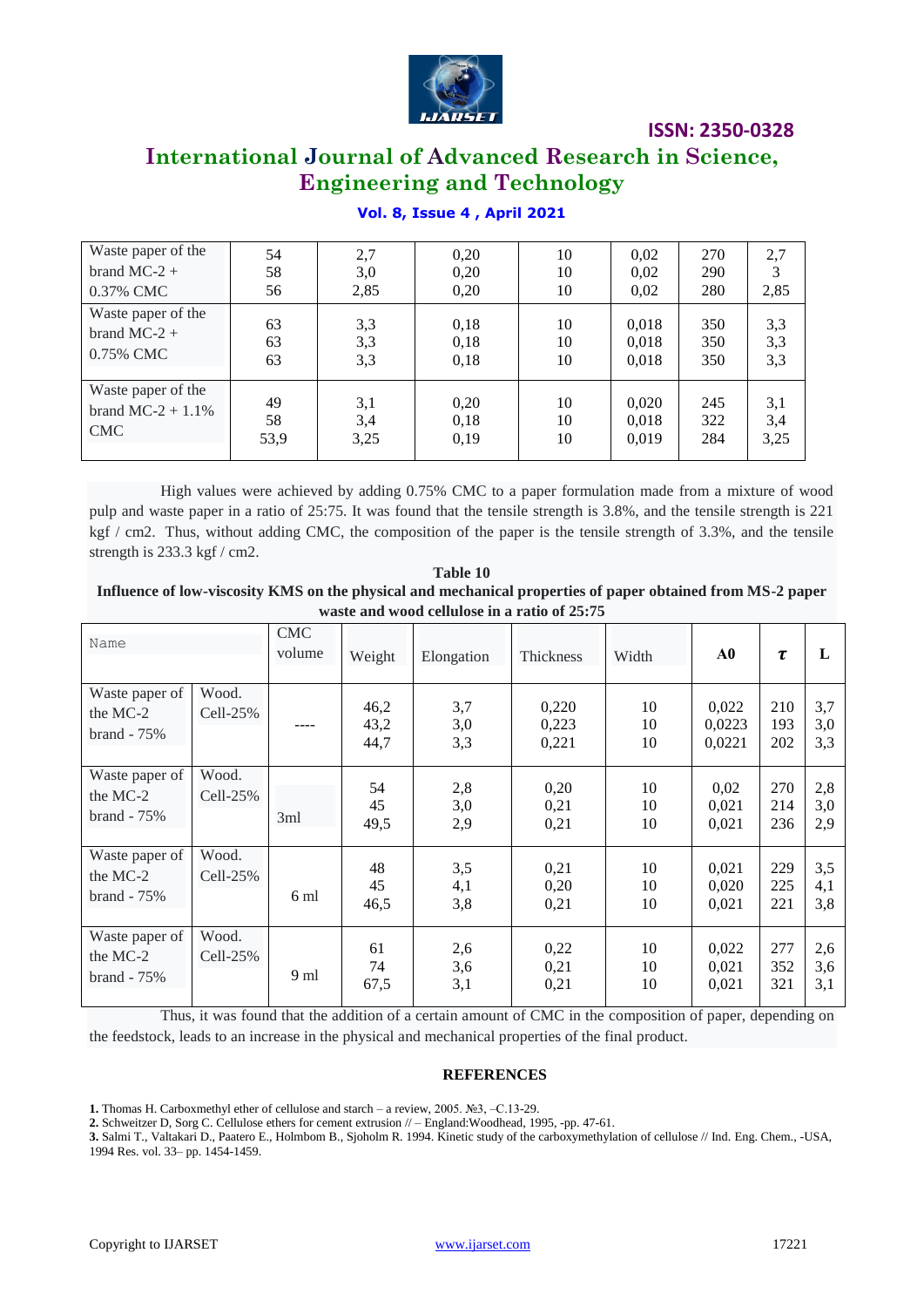| | | | | | | | |
|---|---|---|---|---|---|---|---|
| Waste paper of the brand MC-2 + 0.37% CMC | 54<br>58<br>56 | 2,7<br>3,0<br>2,85 | 0,20<br>0,20<br>0,20 | 10<br>10<br>10 | 0,02<br>0,02<br>0,02 | 270<br>290<br>280 | 2,7<br>3<br>2,85 |
| Waste paper of the brand MC-2 + 0.75% CMC | 63<br>63<br>63 | 3,3<br>3,3<br>3,3 | 0,18<br>0,18<br>0,18 | 10<br>10<br>10 | 0,018<br>0,018<br>0,018 | 350<br>350<br>350 | 3,3<br>3,3<br>3,3 |
| Waste paper of the brand MC-2 + 1.1% CMC | 49<br>58<br>53,9 | 3,1<br>3,4<br>3,25 | 0,20<br>0,18<br>0,19 | 10<br>10<br>10 | 0,020<br>0,018<br>0,019 | 245<br>322<br>284 | 3,1<br>3,4<br>3,25 |

High values were achieved by adding 0.75% CMC to a paper formulation made from a mixture of wood pulp and waste paper in a ratio of 25:75. It was found that the tensile strength is 3.8%, and the tensile strength is 221 kgf / cm2. Thus, without adding CMC, the composition of the paper is the tensile strength of 3.3%, and the tensile strength is 233.3 kgf / cm2.

**Table 10**

**Influence of low-viscosity KMS on the physical and mechanical properties of paper obtained from MS-2 paper waste and wood cellulose in a ratio of 25:75**

| Name | | CMC volume | Weight | Elongation | Thickness | Width | **A0** | **$\tau$** | **L** |
|---|---|---|---|---|---|---|---|---|---|
| Waste paper of the MC-2 brand - 75% | Wood. Cell-25% | ---- | 46,2<br>43,2<br>44,7 | 3,7<br>3,0<br>3,3 | 0,220<br>0,223<br>0,221 | 10<br>10<br>10 | 0,022<br>0,0223<br>0,0221 | 210<br>193<br>202 | 3,7<br>3,0<br>3,3 |
| Waste paper of the MC-2 brand - 75% | Wood. Cell-25% | 3ml | 54<br>45<br>49,5 | 2,8<br>3,0<br>2,9 | 0,20<br>0,21<br>0,21 | 10<br>10<br>10 | 0,02<br>0,021<br>0,021 | 270<br>214<br>236 | 2,8<br>3,0<br>2,9 |
| Waste paper of the MC-2 brand - 75% | Wood. Cell-25% | 6 ml | 48<br>45<br>46,5 | 3,5<br>4,1<br>3,8 | 0,21<br>0,20<br>0,21 | 10<br>10<br>10 | 0,021<br>0,020<br>0,021 | 229<br>225<br>221 | 3,5<br>4,1<br>3,8 |
| Waste paper of the MC-2 brand - 75% | Wood. Cell-25% | 9 ml | 61<br>74<br>67,5 | 2,6<br>3,6<br>3,1 | 0,22<br>0,21<br>0,21 | 10<br>10<br>10 | 0,022<br>0,021<br>0,021 | 277<br>352<br>321 | 2,6<br>3,6<br>3,1 |

Thus, it was found that the addition of a certain amount of CMC in the composition of paper, depending on the feedstock, leads to an increase in the physical and mechanical properties of the final product.

## REFERENCES

**1.** Thomas H. Carboxmethyl ether of cellulose and starch – a review, 2005. №3, –C.13-29.

**2.** Schweitzer D, Sorg C. Cellulose ethers for cement extrusion // – England:Woodhead, 1995, -pp. 47-61.

**3.** Salmi T., Valtakari D., Paatero E., Holmbom B., Sjoholm R. 1994. Kinetic study of the carboxymethylation of cellulose // Ind. Eng. Chem., -USA, 1994 Res. vol. 33– pp. 1454-1459.